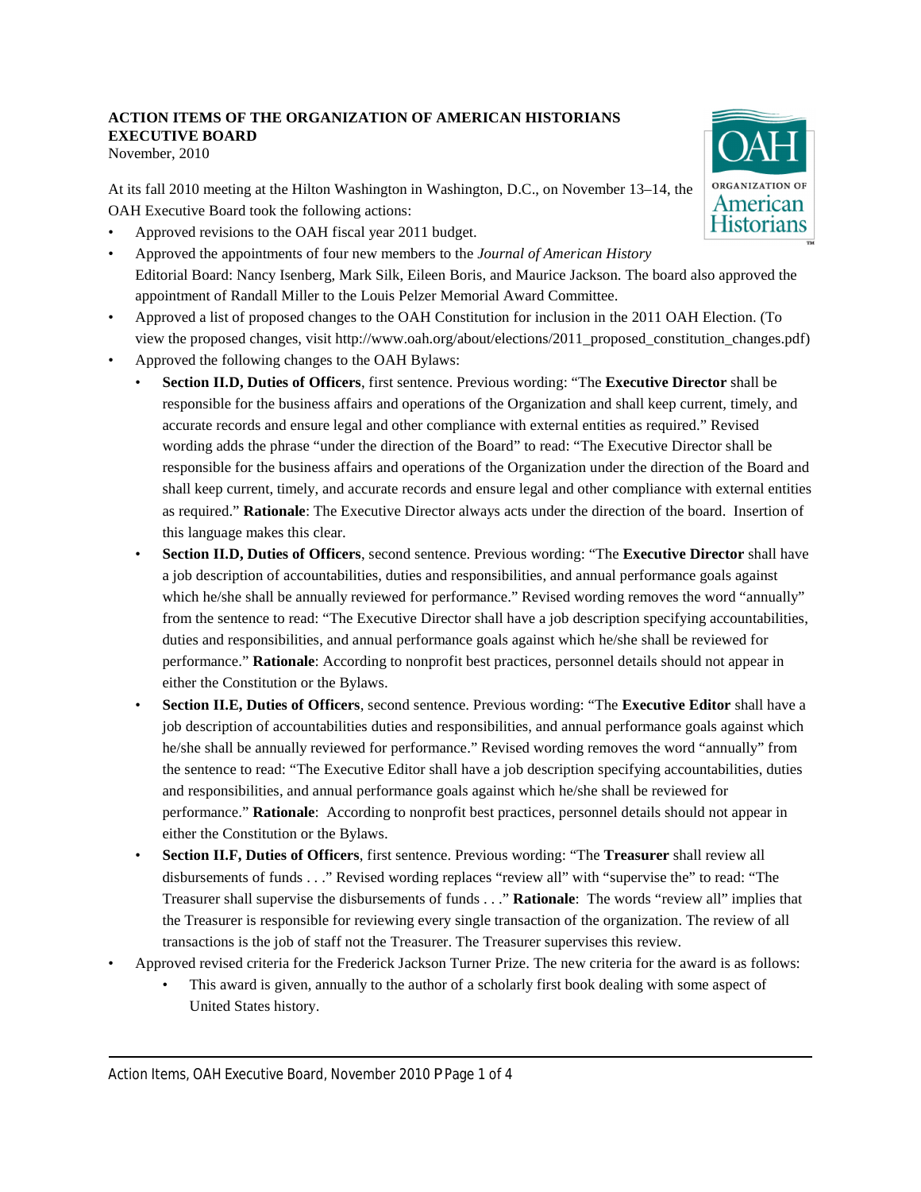**ACTION ITEMS OF THE ORGANIZATION OF AMERICAN HISTORIANS EXECUTIVE BOARD**

November, 2010

At its fall 2010 meeting at the Hilton Washington in Washington, D.C., on November 13–14, the OAH Executive Board took the following actions:

- Approved revisions to the OAH fiscal year 2011 budget.
- Approved the appointments of four new members to the *Journal of American History* Editorial Board: Nancy Isenberg, Mark Silk, Eileen Boris, and Maurice Jackson. The board also approved the appointment of Randall Miller to the Louis Pelzer Memorial Award Committee.
- Approved a list of proposed changes to the OAH Constitution for inclusion in the 2011 OAH Election. (To view the proposed changes, visit http://www.oah.org/about/elections/2011_proposed_constitution_changes.pdf)
- Approved the following changes to the OAH Bylaws:
  - **Section II.D, Duties of Officers**, first sentence. Previous wording: "The **Executive Director** shall be responsible for the business affairs and operations of the Organization and shall keep current, timely, and accurate records and ensure legal and other compliance with external entities as required." Revised wording adds the phrase "under the direction of the Board" to read: "The Executive Director shall be responsible for the business affairs and operations of the Organization under the direction of the Board and shall keep current, timely, and accurate records and ensure legal and other compliance with external entities as required." **Rationale**: The Executive Director always acts under the direction of the board. Insertion of this language makes this clear.
  - **Section II.D, Duties of Officers**, second sentence. Previous wording: "The **Executive Director** shall have a job description of accountabilities, duties and responsibilities, and annual performance goals against which he/she shall be annually reviewed for performance." Revised wording removes the word "annually" from the sentence to read: "The Executive Director shall have a job description specifying accountabilities, duties and responsibilities, and annual performance goals against which he/she shall be reviewed for performance." **Rationale**: According to nonprofit best practices, personnel details should not appear in either the Constitution or the Bylaws.
  - **Section II.E, Duties of Officers**, second sentence. Previous wording: "The **Executive Editor** shall have a job description of accountabilities duties and responsibilities, and annual performance goals against which he/she shall be annually reviewed for performance." Revised wording removes the word "annually" from the sentence to read: "The Executive Editor shall have a job description specifying accountabilities, duties and responsibilities, and annual performance goals against which he/she shall be reviewed for performance." **Rationale**: According to nonprofit best practices, personnel details should not appear in either the Constitution or the Bylaws.
  - **Section II.F, Duties of Officers**, first sentence. Previous wording: "The **Treasurer** shall review all disbursements of funds . . ." Revised wording replaces "review all" with "supervise the" to read: "The Treasurer shall supervise the disbursements of funds . . ." **Rationale**: The words "review all" implies that the Treasurer is responsible for reviewing every single transaction of the organization. The review of all transactions is the job of staff not the Treasurer. The Treasurer supervises this review.
- Approved revised criteria for the Frederick Jackson Turner Prize. The new criteria for the award is as follows:
  - This award is given, annually to the author of a scholarly first book dealing with some aspect of United States history.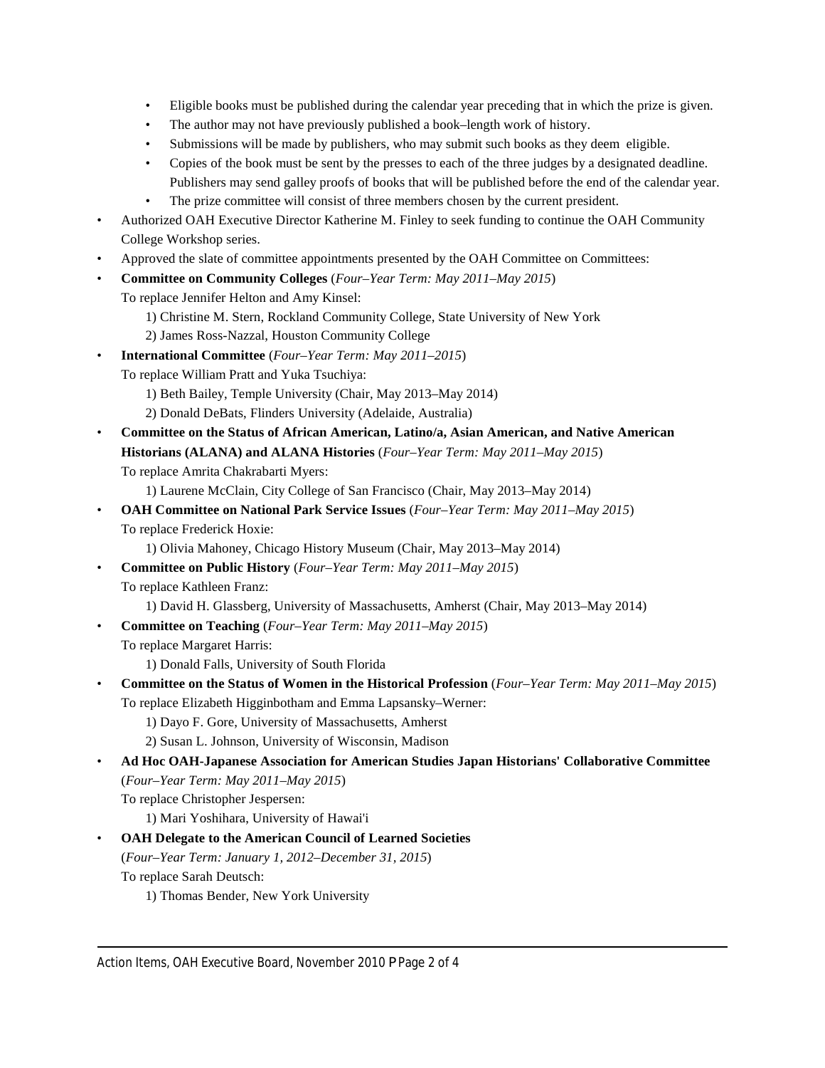- Eligible books must be published during the calendar year preceding that in which the prize is given.
  - The author may not have previously published a book–length work of history.
  - Submissions will be made by publishers, who may submit such books as they deem eligible.
  - Copies of the book must be sent by the presses to each of the three judges by a designated deadline. Publishers may send galley proofs of books that will be published before the end of the calendar year.
  - The prize committee will consist of three members chosen by the current president.
- Authorized OAH Executive Director Katherine M. Finley to seek funding to continue the OAH Community College Workshop series.
- Approved the slate of committee appointments presented by the OAH Committee on Committees:
- **Committee on Community Colleges** (*Four–Year Term: May 2011–May 2015*)
  To replace Jennifer Helton and Amy Kinsel:
  1) Christine M. Stern, Rockland Community College, State University of New York
  2) James Ross-Nazzal, Houston Community College
- **International Committee** (*Four–Year Term: May 2011–2015*)
  To replace William Pratt and Yuka Tsuchiya:
  1) Beth Bailey, Temple University (Chair, May 2013–May 2014)
  2) Donald DeBats, Flinders University (Adelaide, Australia)
- **Committee on the Status of African American, Latino/a, Asian American, and Native American Historians (ALANA) and ALANA Histories** (*Four–Year Term: May 2011–May 2015*)
  To replace Amrita Chakrabarti Myers:
  1) Laurene McClain, City College of San Francisco (Chair, May 2013–May 2014)
- **OAH Committee on National Park Service Issues** (*Four–Year Term: May 2011–May 2015*)
  To replace Frederick Hoxie:
  1) Olivia Mahoney, Chicago History Museum (Chair, May 2013–May 2014)
- **Committee on Public History** (*Four–Year Term: May 2011–May 2015*)
  To replace Kathleen Franz:
  1) David H. Glassberg, University of Massachusetts, Amherst (Chair, May 2013–May 2014)
- **Committee on Teaching** (*Four–Year Term: May 2011–May 2015*)
  To replace Margaret Harris:
  1) Donald Falls, University of South Florida
- **Committee on the Status of Women in the Historical Profession** (*Four–Year Term: May 2011–May 2015*)
  To replace Elizabeth Higginbotham and Emma Lapsansky–Werner:
  1) Dayo F. Gore, University of Massachusetts, Amherst
  2) Susan L. Johnson, University of Wisconsin, Madison
- **Ad Hoc OAH-Japanese Association for American Studies Japan Historians' Collaborative Committee** (*Four–Year Term: May 2011–May 2015*)
  To replace Christopher Jespersen:
  1) Mari Yoshihara, University of Hawai'i
- **OAH Delegate to the American Council of Learned Societies** (*Four–Year Term: January 1, 2012–December 31, 2015*)
  To replace Sarah Deutsch:
  1) Thomas Bender, New York University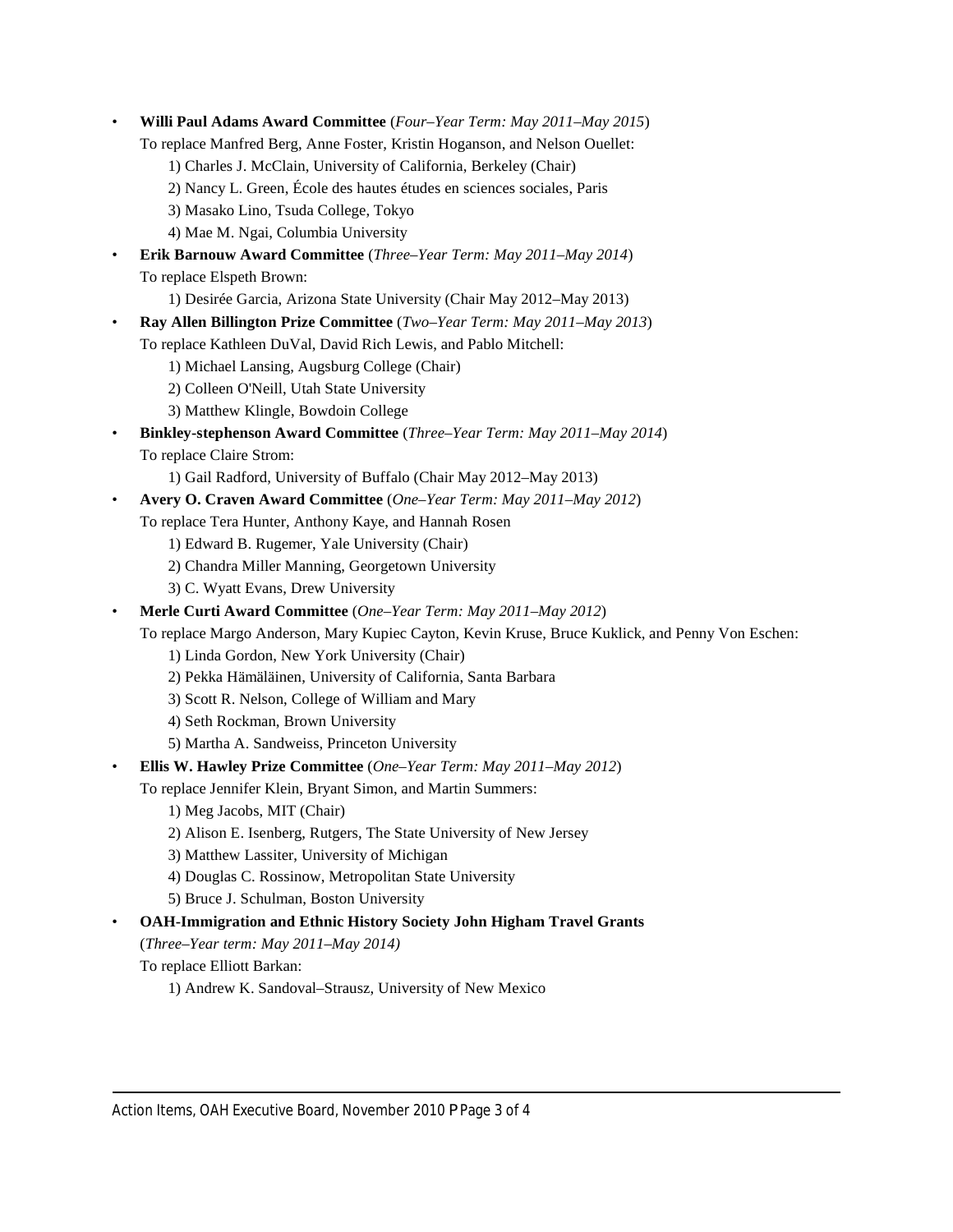- **Willi Paul Adams Award Committee** (*Four–Year Term: May 2011–May 2015*)
  To replace Manfred Berg, Anne Foster, Kristin Hoganson, and Nelson Ouellet:
  1) Charles J. McClain, University of California, Berkeley (Chair)
  2) Nancy L. Green, École des hautes études en sciences sociales, Paris
  3) Masako Lino, Tsuda College, Tokyo
  4) Mae M. Ngai, Columbia University
- **Erik Barnouw Award Committee** (*Three–Year Term: May 2011–May 2014*)
  To replace Elspeth Brown:
  1) Desirée Garcia, Arizona State University (Chair May 2012–May 2013)
- **Ray Allen Billington Prize Committee** (*Two–Year Term: May 2011–May 2013*)
  To replace Kathleen DuVal, David Rich Lewis, and Pablo Mitchell:
  1) Michael Lansing, Augsburg College (Chair)
  2) Colleen O'Neill, Utah State University
  3) Matthew Klingle, Bowdoin College
- **Binkley-stephenson Award Committee** (*Three–Year Term: May 2011–May 2014*)
  To replace Claire Strom:
  1) Gail Radford, University of Buffalo (Chair May 2012–May 2013)
- **Avery O. Craven Award Committee** (*One–Year Term: May 2011–May 2012*)
  To replace Tera Hunter, Anthony Kaye, and Hannah Rosen
  1) Edward B. Rugemer, Yale University (Chair)
  2) Chandra Miller Manning, Georgetown University
  3) C. Wyatt Evans, Drew University
- **Merle Curti Award Committee** (*One–Year Term: May 2011–May 2012*)
  To replace Margo Anderson, Mary Kupiec Cayton, Kevin Kruse, Bruce Kuklick, and Penny Von Eschen:
  1) Linda Gordon, New York University (Chair)
  2) Pekka Hämäläinen, University of California, Santa Barbara
  3) Scott R. Nelson, College of William and Mary
  4) Seth Rockman, Brown University
  5) Martha A. Sandweiss, Princeton University
- **Ellis W. Hawley Prize Committee** (*One–Year Term: May 2011–May 2012*)
  To replace Jennifer Klein, Bryant Simon, and Martin Summers:
  1) Meg Jacobs, MIT (Chair)
  2) Alison E. Isenberg, Rutgers, The State University of New Jersey
  3) Matthew Lassiter, University of Michigan
  4) Douglas C. Rossinow, Metropolitan State University
  5) Bruce J. Schulman, Boston University
- **OAH-Immigration and Ethnic History Society John Higham Travel Grants**
  (*Three–Year term: May 2011–May 2014)*
  To replace Elliott Barkan:
  1) Andrew K. Sandoval–Strausz, University of New Mexico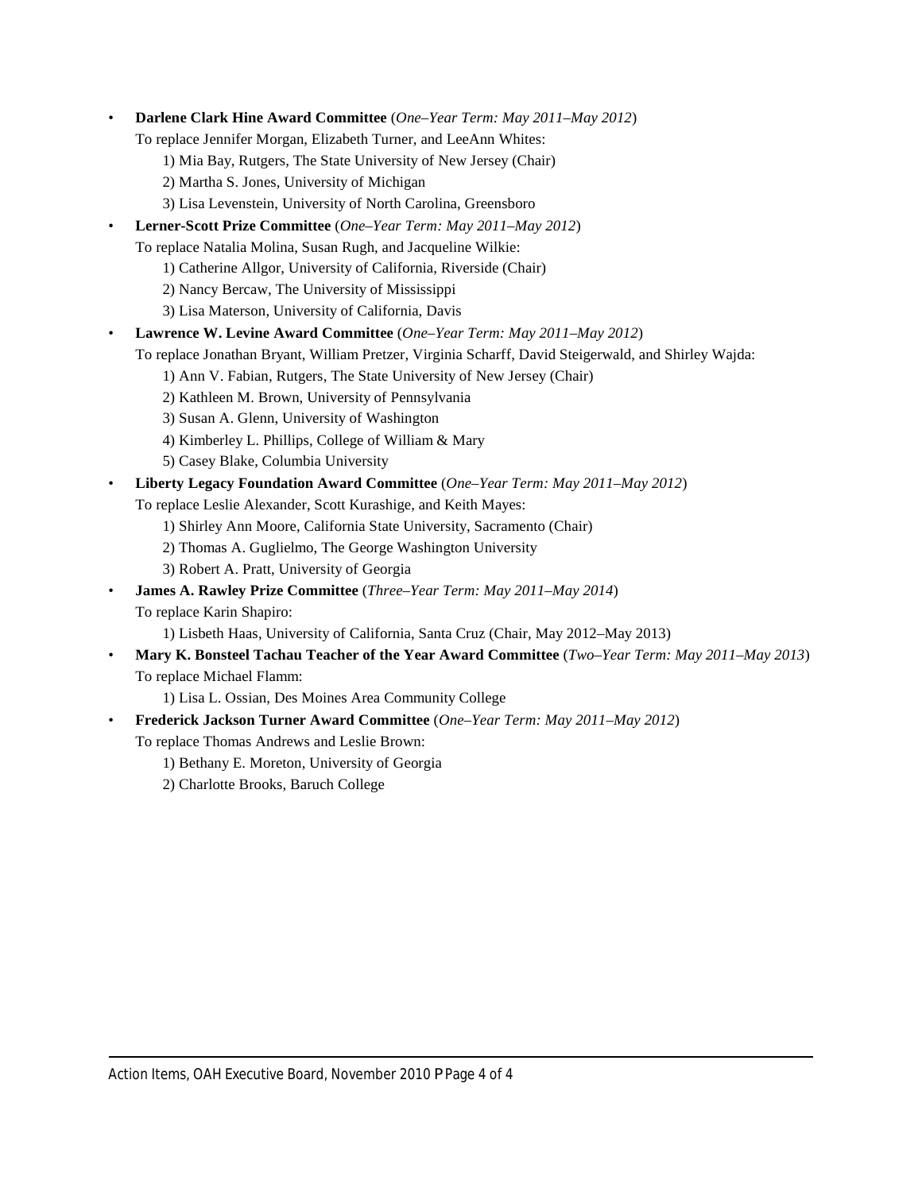- **Darlene Clark Hine Award Committee** (*One–Year Term: May 2011–May 2012*)
  To replace Jennifer Morgan, Elizabeth Turner, and LeeAnn Whites:
  1) Mia Bay, Rutgers, The State University of New Jersey (Chair)
  2) Martha S. Jones, University of Michigan
  3) Lisa Levenstein, University of North Carolina, Greensboro
- **Lerner-Scott Prize Committee** (*One–Year Term: May 2011–May 2012*)
  To replace Natalia Molina, Susan Rugh, and Jacqueline Wilkie:
  1) Catherine Allgor, University of California, Riverside (Chair)
  2) Nancy Bercaw, The University of Mississippi
  3) Lisa Materson, University of California, Davis
- **Lawrence W. Levine Award Committee** (*One–Year Term: May 2011–May 2012*)
  To replace Jonathan Bryant, William Pretzer, Virginia Scharff, David Steigerwald, and Shirley Wajda:
  1) Ann V. Fabian, Rutgers, The State University of New Jersey (Chair)
  2) Kathleen M. Brown, University of Pennsylvania
  3) Susan A. Glenn, University of Washington
  4) Kimberley L. Phillips, College of William & Mary
  5) Casey Blake, Columbia University
- **Liberty Legacy Foundation Award Committee** (*One–Year Term: May 2011–May 2012*)
  To replace Leslie Alexander, Scott Kurashige, and Keith Mayes:
  1) Shirley Ann Moore, California State University, Sacramento (Chair)
  2) Thomas A. Guglielmo, The George Washington University
  3) Robert A. Pratt, University of Georgia
- **James A. Rawley Prize Committee** (*Three–Year Term: May 2011–May 2014*)
  To replace Karin Shapiro:
  1) Lisbeth Haas, University of California, Santa Cruz (Chair, May 2012–May 2013)
- **Mary K. Bonsteel Tachau Teacher of the Year Award Committee** (*Two–Year Term: May 2011–May 2013*)
  To replace Michael Flamm:
  1) Lisa L. Ossian, Des Moines Area Community College
- **Frederick Jackson Turner Award Committee** (*One–Year Term: May 2011–May 2012*)
  To replace Thomas Andrews and Leslie Brown:
  1) Bethany E. Moreton, University of Georgia
  2) Charlotte Brooks, Baruch College